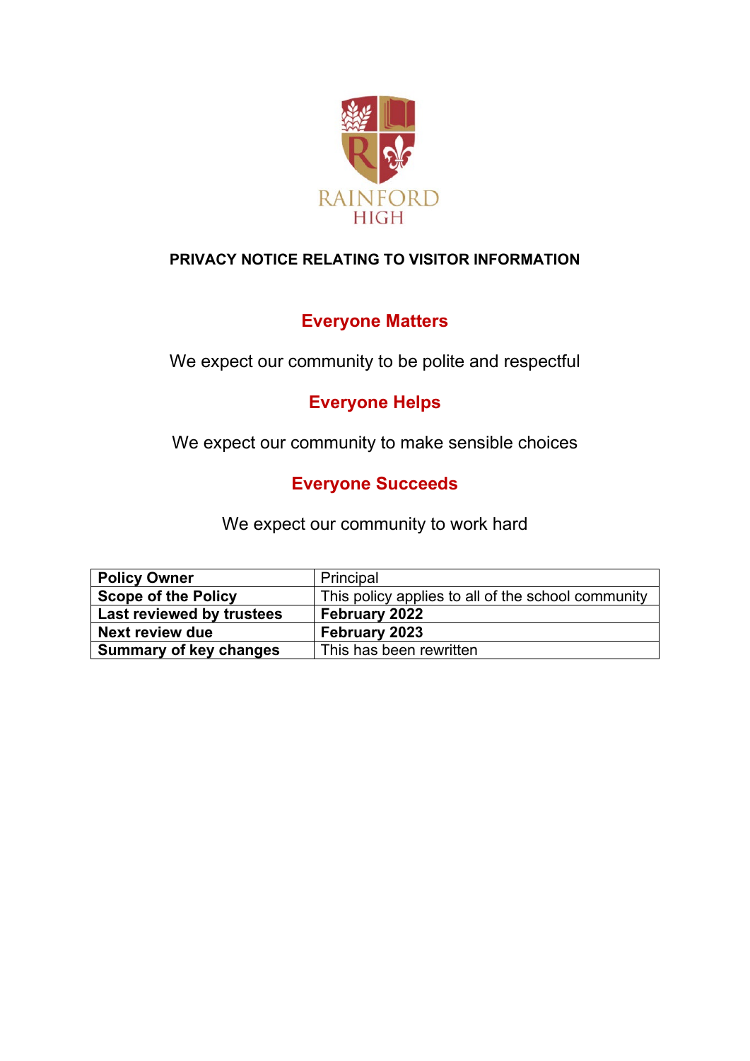RAINFORD
HIGH

# PRIVACY NOTICE RELATING TO VISITOR INFORMATION

## Everyone Matters

We expect our community to be polite and respectful

## Everyone Helps

We expect our community to make sensible choices

## Everyone Succeeds

We expect our community to work hard

| **Policy Owner** | Principal |
|---|---|
| **Scope of the Policy** | This policy applies to all of the school community |
| **Last reviewed by trustees** | **February 2022** |
| **Next review due** | **February 2023** |
| **Summary of key changes** | This has been rewritten |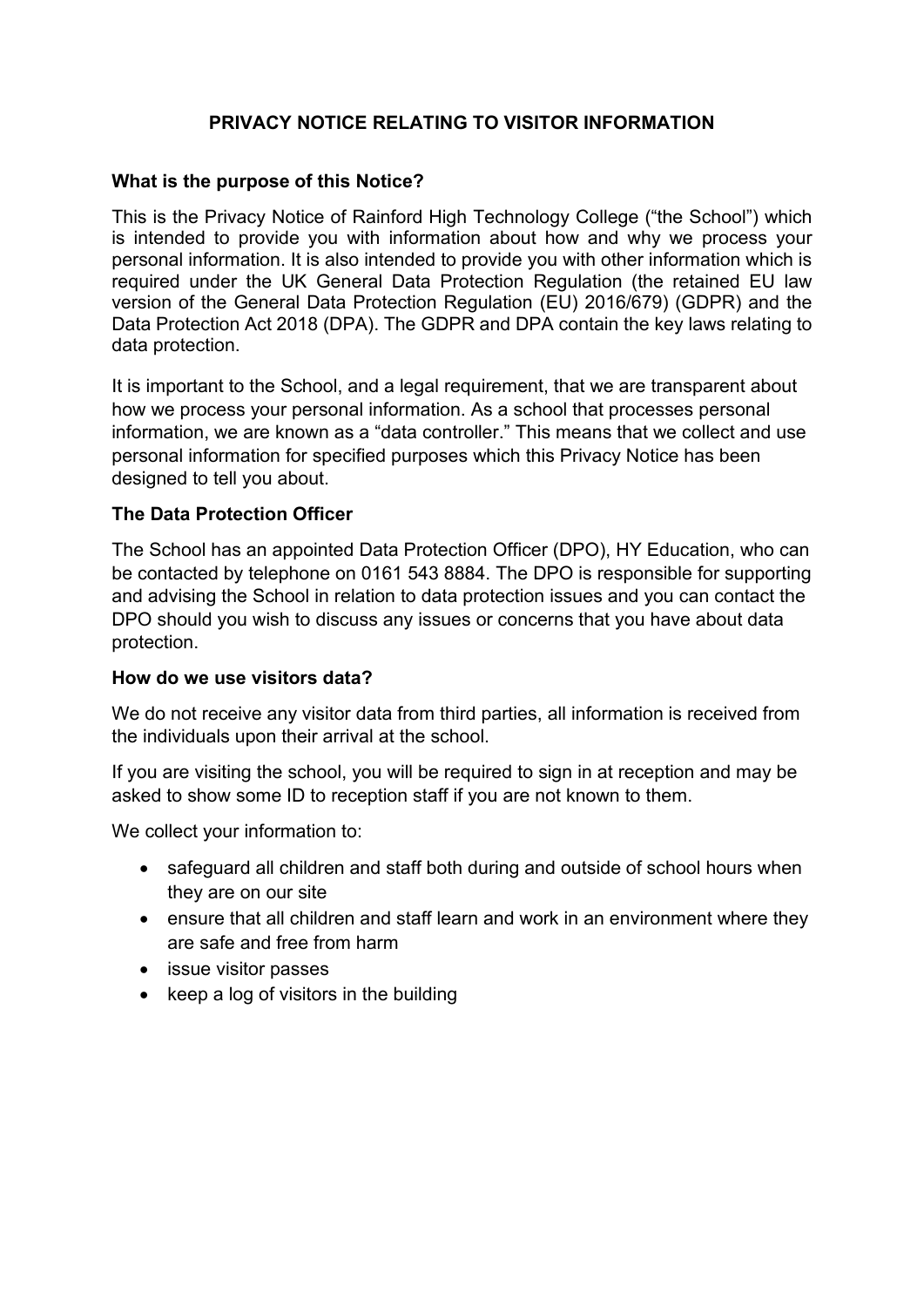# PRIVACY NOTICE RELATING TO VISITOR INFORMATION

**What is the purpose of this Notice?**

This is the Privacy Notice of Rainford High Technology College ("the School") which is intended to provide you with information about how and why we process your personal information. It is also intended to provide you with other information which is required under the UK General Data Protection Regulation (the retained EU law version of the General Data Protection Regulation (EU) 2016/679) (GDPR) and the Data Protection Act 2018 (DPA). The GDPR and DPA contain the key laws relating to data protection.

It is important to the School, and a legal requirement, that we are transparent about how we process your personal information. As a school that processes personal information, we are known as a "data controller." This means that we collect and use personal information for specified purposes which this Privacy Notice has been designed to tell you about.

**The Data Protection Officer**

The School has an appointed Data Protection Officer (DPO), HY Education, who can be contacted by telephone on 0161 543 8884. The DPO is responsible for supporting and advising the School in relation to data protection issues and you can contact the DPO should you wish to discuss any issues or concerns that you have about data protection.

**How do we use visitors data?**

We do not receive any visitor data from third parties, all information is received from the individuals upon their arrival at the school.

If you are visiting the school, you will be required to sign in at reception and may be asked to show some ID to reception staff if you are not known to them.

We collect your information to:

- safeguard all children and staff both during and outside of school hours when they are on our site
- ensure that all children and staff learn and work in an environment where they are safe and free from harm
- issue visitor passes
- keep a log of visitors in the building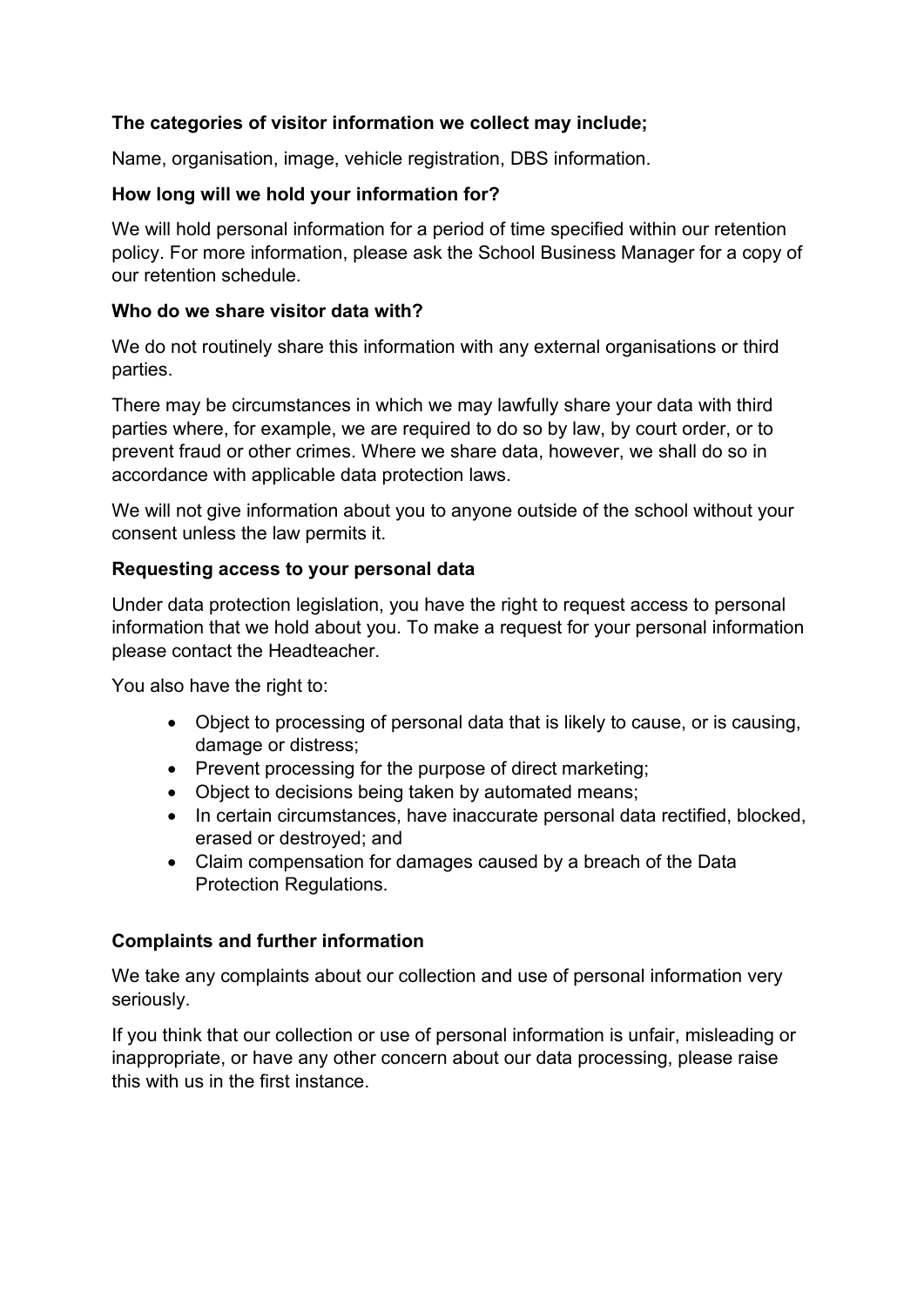**The categories of visitor information we collect may include;**

Name, organisation, image, vehicle registration, DBS information.

**How long will we hold your information for?**

We will hold personal information for a period of time specified within our retention policy. For more information, please ask the School Business Manager for a copy of our retention schedule.

**Who do we share visitor data with?**

We do not routinely share this information with any external organisations or third parties.

There may be circumstances in which we may lawfully share your data with third parties where, for example, we are required to do so by law, by court order, or to prevent fraud or other crimes. Where we share data, however, we shall do so in accordance with applicable data protection laws.

We will not give information about you to anyone outside of the school without your consent unless the law permits it.

**Requesting access to your personal data**

Under data protection legislation, you have the right to request access to personal information that we hold about you. To make a request for your personal information please contact the Headteacher.

You also have the right to:

- Object to processing of personal data that is likely to cause, or is causing, damage or distress;
- Prevent processing for the purpose of direct marketing;
- Object to decisions being taken by automated means;
- In certain circumstances, have inaccurate personal data rectified, blocked, erased or destroyed; and
- Claim compensation for damages caused by a breach of the Data Protection Regulations.

**Complaints and further information**

We take any complaints about our collection and use of personal information very seriously.

If you think that our collection or use of personal information is unfair, misleading or inappropriate, or have any other concern about our data processing, please raise this with us in the first instance.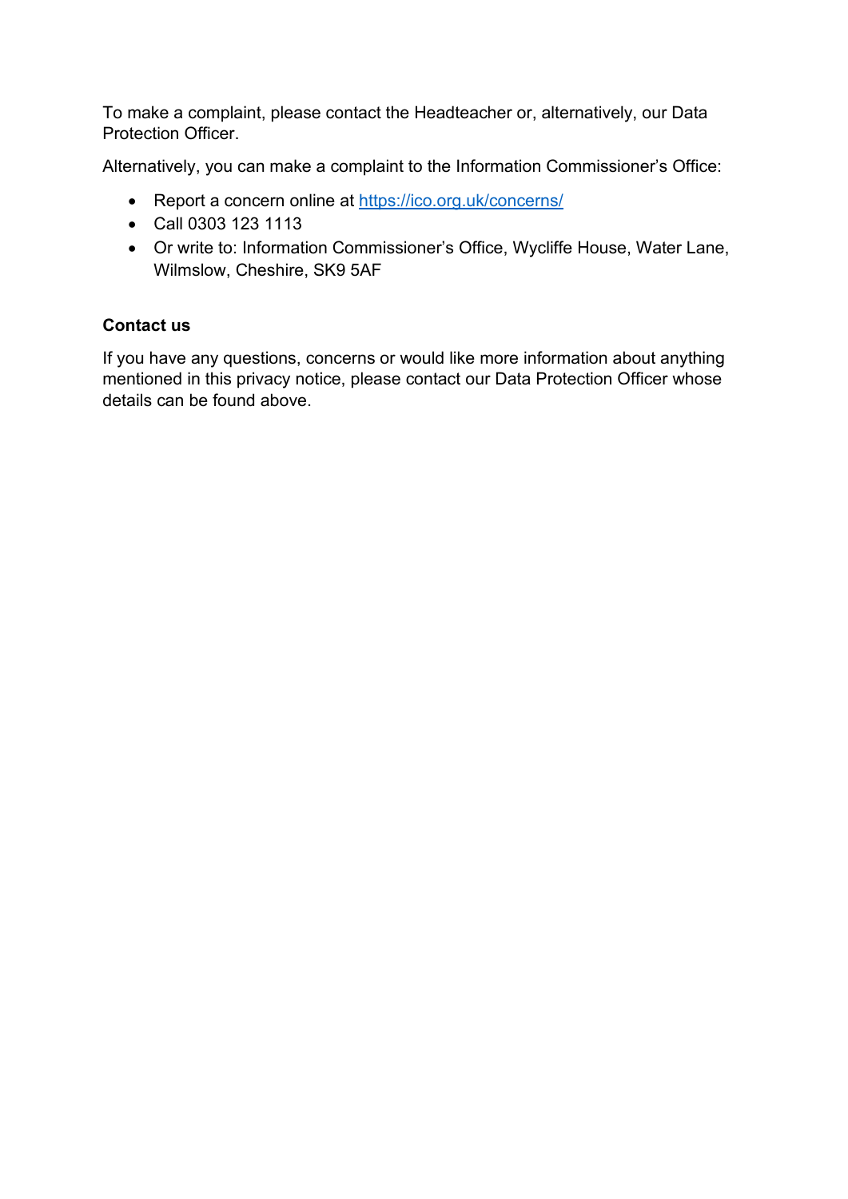To make a complaint, please contact the Headteacher or, alternatively, our Data Protection Officer.

Alternatively, you can make a complaint to the Information Commissioner's Office:

- Report a concern online at https://ico.org.uk/concerns/
- Call 0303 123 1113
- Or write to: Information Commissioner's Office, Wycliffe House, Water Lane, Wilmslow, Cheshire, SK9 5AF

**Contact us**

If you have any questions, concerns or would like more information about anything mentioned in this privacy notice, please contact our Data Protection Officer whose details can be found above.